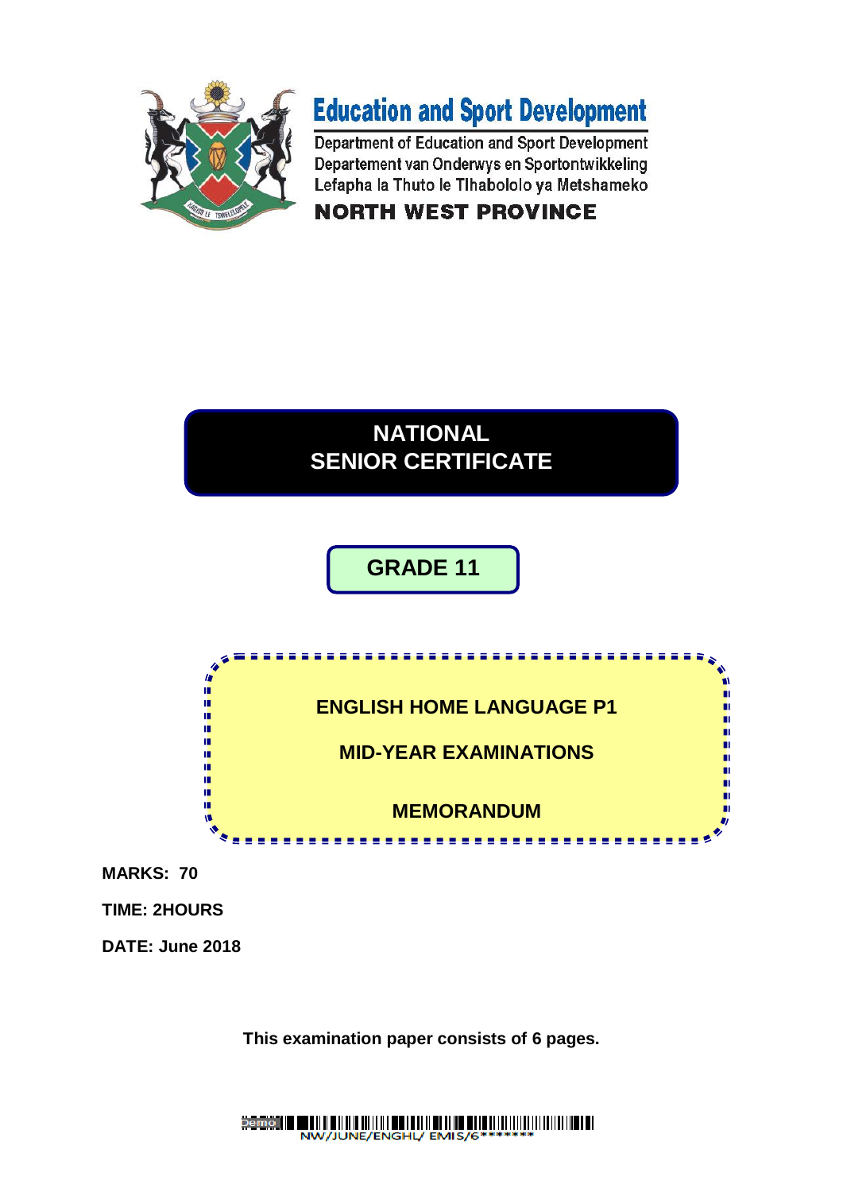**Education and Sport Development**

Department of Education and Sport Development
Departement van Onderwys en Sportontwikkeling
Lefapha la Thuto le Tlhabololo ya Metshameko

**NORTH WEST PROVINCE**

# NATIONAL SENIOR CERTIFICATE

## GRADE 11

## ENGLISH HOME LANGUAGE P1

## MID-YEAR EXAMINATIONS

## MEMORANDUM

**MARKS: 70**

**TIME: 2HOURS**

**DATE: June 2018**

**This examination paper consists of 6 pages.**

NW/JUNE/ENGHL/ EMIS/6*******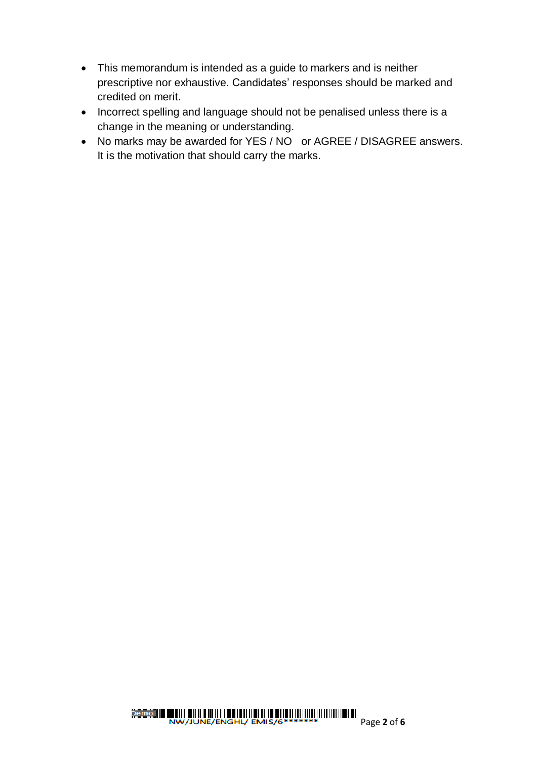- This memorandum is intended as a guide to markers and is neither prescriptive nor exhaustive. Candidates' responses should be marked and credited on merit.
- Incorrect spelling and language should not be penalised unless there is a change in the meaning or understanding.
- No marks may be awarded for YES / NO or AGREE / DISAGREE answers. It is the motivation that should carry the marks.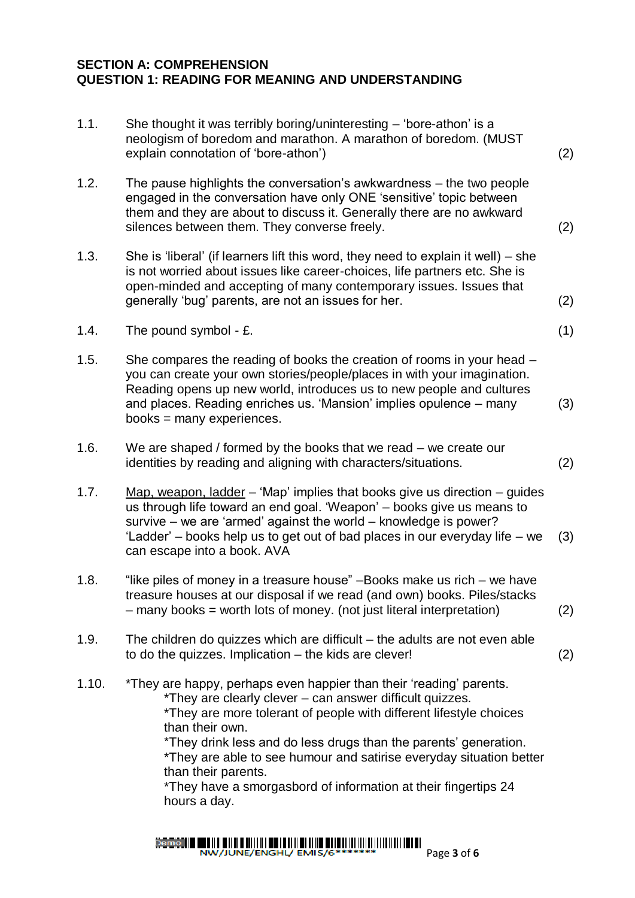## SECTION A: COMPREHENSION
## QUESTION 1: READING FOR MEANING AND UNDERSTANDING

1.1. She thought it was terribly boring/uninteresting – 'bore-athon' is a neologism of boredom and marathon. A marathon of boredom. (MUST explain connotation of 'bore-athon') (2)

1.2. The pause highlights the conversation's awkwardness – the two people engaged in the conversation have only ONE 'sensitive' topic between them and they are about to discuss it. Generally there are no awkward silences between them. They converse freely. (2)

1.3. She is 'liberal' (if learners lift this word, they need to explain it well) – she is not worried about issues like career-choices, life partners etc. She is open-minded and accepting of many contemporary issues. Issues that generally 'bug' parents, are not an issues for her. (2)

1.4. The pound symbol - £. (1)

1.5. She compares the reading of books the creation of rooms in your head – you can create your own stories/people/places in with your imagination. Reading opens up new world, introduces us to new people and cultures and places. Reading enriches us. 'Mansion' implies opulence – many books = many experiences. (3)

1.6. We are shaped / formed by the books that we read – we create our identities by reading and aligning with characters/situations. (2)

1.7. <u>Map, weapon, ladder</u> – 'Map' implies that books give us direction – guides us through life toward an end goal. 'Weapon' – books give us means to survive – we are 'armed' against the world – knowledge is power? 'Ladder' – books help us to get out of bad places in our everyday life – we can escape into a book. AVA (3)

1.8. "like piles of money in a treasure house" –Books make us rich – we have treasure houses at our disposal if we read (and own) books. Piles/stacks – many books = worth lots of money. (not just literal interpretation) (2)

1.9. The children do quizzes which are difficult – the adults are not even able to do the quizzes. Implication – the kids are clever! (2)

1.10. *They are happy, perhaps even happier than their 'reading' parents.
*They are clearly clever – can answer difficult quizzes.
*They are more tolerant of people with different lifestyle choices than their own.
*They drink less and do less drugs than the parents' generation.
*They are able to see humour and satirise everyday situation better than their parents.
*They have a smorgasbord of information at their fingertips 24 hours a day.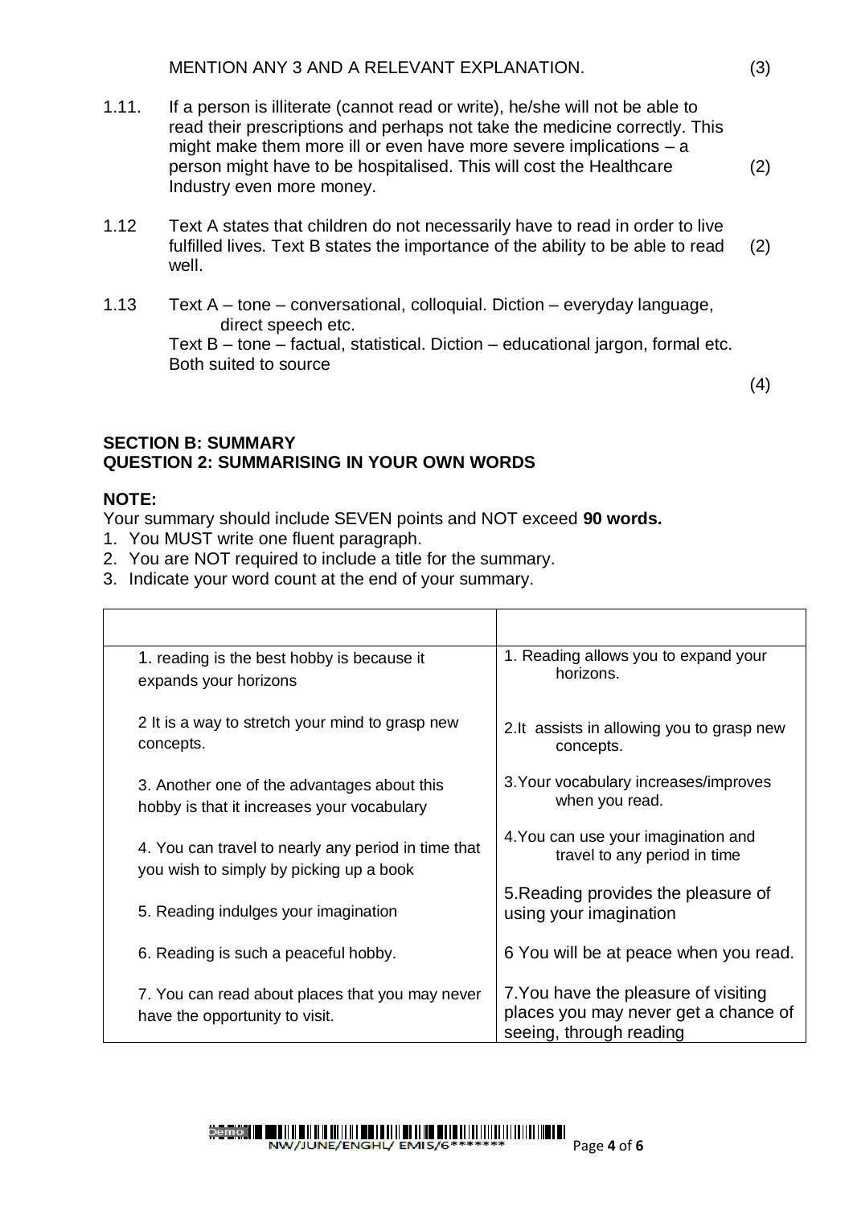MENTION ANY 3 AND A RELEVANT EXPLANATION. (3)

1.11. If a person is illiterate (cannot read or write), he/she will not be able to read their prescriptions and perhaps not take the medicine correctly. This might make them more ill or even have more severe implications – a person might have to be hospitalised. This will cost the Healthcare Industry even more money. (2)

1.12 Text A states that children do not necessarily have to read in order to live fulfilled lives. Text B states the importance of the ability to be able to read well. (2)

1.13 Text A – tone – conversational, colloquial. Diction – everyday language, direct speech etc.
Text B – tone – factual, statistical. Diction – educational jargon, formal etc.
Both suited to source

(4)

**SECTION B: SUMMARY**
**QUESTION 2: SUMMARISING IN YOUR OWN WORDS**

**NOTE:**
Your summary should include SEVEN points and NOT exceed **90 words.**

1. You MUST write one fluent paragraph.
2. You are NOT required to include a title for the summary.
3. Indicate your word count at the end of your summary.

| | |
|---|---|
| 1. reading is the best hobby is because it expands your horizons | 1. Reading allows you to expand your horizons. |
| 2 It is a way to stretch your mind to grasp new concepts. | 2.It assists in allowing you to grasp new concepts. |
| 3. Another one of the advantages about this hobby is that it increases your vocabulary | 3.Your vocabulary increases/improves when you read. |
| 4. You can travel to nearly any period in time that you wish to simply by picking up a book | 4.You can use your imagination and travel to any period in time |
| 5. Reading indulges your imagination | 5.Reading provides the pleasure of using your imagination |
| 6. Reading is such a peaceful hobby. | 6 You will be at peace when you read. |
| 7. You can read about places that you may never have the opportunity to visit. | 7.You have the pleasure of visiting places you may never get a chance of seeing, through reading |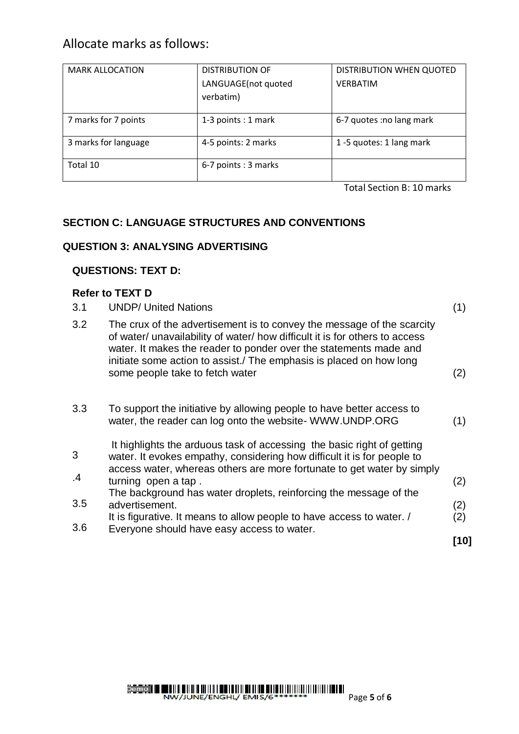Allocate marks as follows:

| MARK ALLOCATION | DISTRIBUTION OF LANGUAGE(not quoted verbatim) | DISTRIBUTION WHEN QUOTED VERBATIM |
|---|---|---|
| 7 marks for 7 points | 1-3 points : 1 mark | 6-7 quotes :no lang mark |
| 3 marks for language | 4-5 points: 2 marks | 1 -5 quotes: 1 lang mark |
| Total 10 | 6-7 points : 3 marks | |

Total Section B: 10 marks

## SECTION C: LANGUAGE STRUCTURES AND CONVENTIONS

### QUESTION 3: ANALYSING ADVERTISING

### QUESTIONS: TEXT D:

**Refer to TEXT D**

3.1 UNDP/ United Nations (1)

3.2 The crux of the advertisement is to convey the message of the scarcity of water/ unavailability of water/ how difficult it is for others to access water. It makes the reader to ponder over the statements made and initiate some action to assist./ The emphasis is placed on how long some people take to fetch water (2)

3.3 To support the initiative by allowing people to have better access to water, the reader can log onto the website- WWW.UNDP.ORG (1)

3.4 It highlights the arduous task of accessing the basic right of getting water. It evokes empathy, considering how difficult it is for people to access water, whereas others are more fortunate to get water by simply turning open a tap . (2)

3.5 The background has water droplets, reinforcing the message of the advertisement. (2)

3.6 It is figurative. It means to allow people to have access to water. / Everyone should have easy access to water. (2)

**[10]**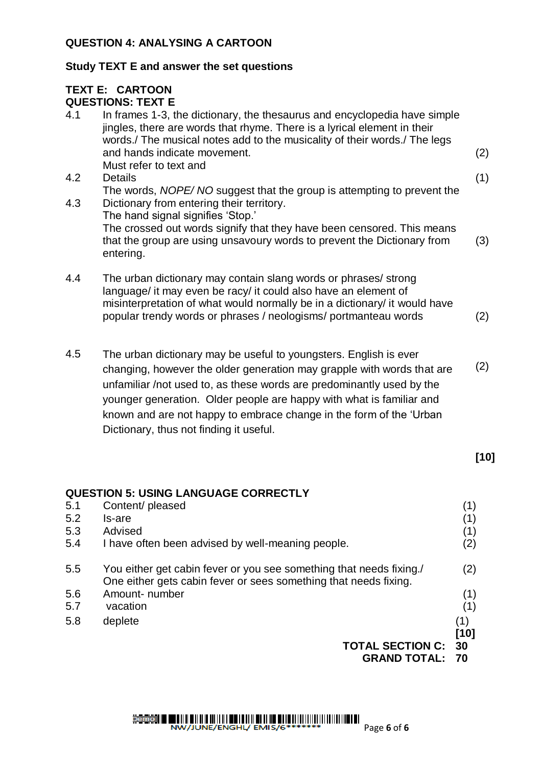**QUESTION 4: ANALYSING A CARTOON**

**Study TEXT E and answer the set questions**

**TEXT E: CARTOON**
**QUESTIONS: TEXT E**

| | | |
|---|---|---|
| 4.1 | In frames 1-3, the dictionary, the thesaurus and encyclopedia have simple jingles, there are words that rhyme. There is a lyrical element in their words./ The musical notes add to the musicality of their words./ The legs and hands indicate movement. | (2) |
| 4.2 | Must refer to text and Details | (1) |
| 4.3 | The words, *NOPE/ NO* suggest that the group is attempting to prevent the Dictionary from entering their territory. The hand signal signifies 'Stop.' The crossed out words signify that they have been censored. This means that the group are using unsavoury words to prevent the Dictionary from entering. | (3) |
| 4.4 | The urban dictionary may contain slang words or phrases/ strong language/ it may even be racy/ it could also have an element of misinterpretation of what would normally be in a dictionary/ it would have popular trendy words or phrases / neologisms/ portmanteau words | (2) |
| 4.5 | The urban dictionary may be useful to youngsters. English is ever changing, however the older generation may grapple with words that are unfamiliar /not used to, as these words are predominantly used by the younger generation. Older people are happy with what is familiar and known and are not happy to embrace change in the form of the 'Urban Dictionary, thus not finding it useful. | (2) |
| | | **[10]** |

**QUESTION 5: USING LANGUAGE CORRECTLY**

| | | |
|---|---|---|
| 5.1 | Content/ pleased | (1) |
| 5.2 | Is-are | (1) |
| 5.3 | Advised | (1) |
| 5.4 | I have often been advised by well-meaning people. | (2) |
| 5.5 | You either get cabin fever or you see something that needs fixing./ One either gets cabin fever or sees something that needs fixing. | (2) |
| 5.6 | Amount- number | (1) |
| 5.7 | vacation | (1) |
| 5.8 | deplete | (1) |
| | | **[10]** |

**TOTAL SECTION C: 30**
**GRAND TOTAL: 70**